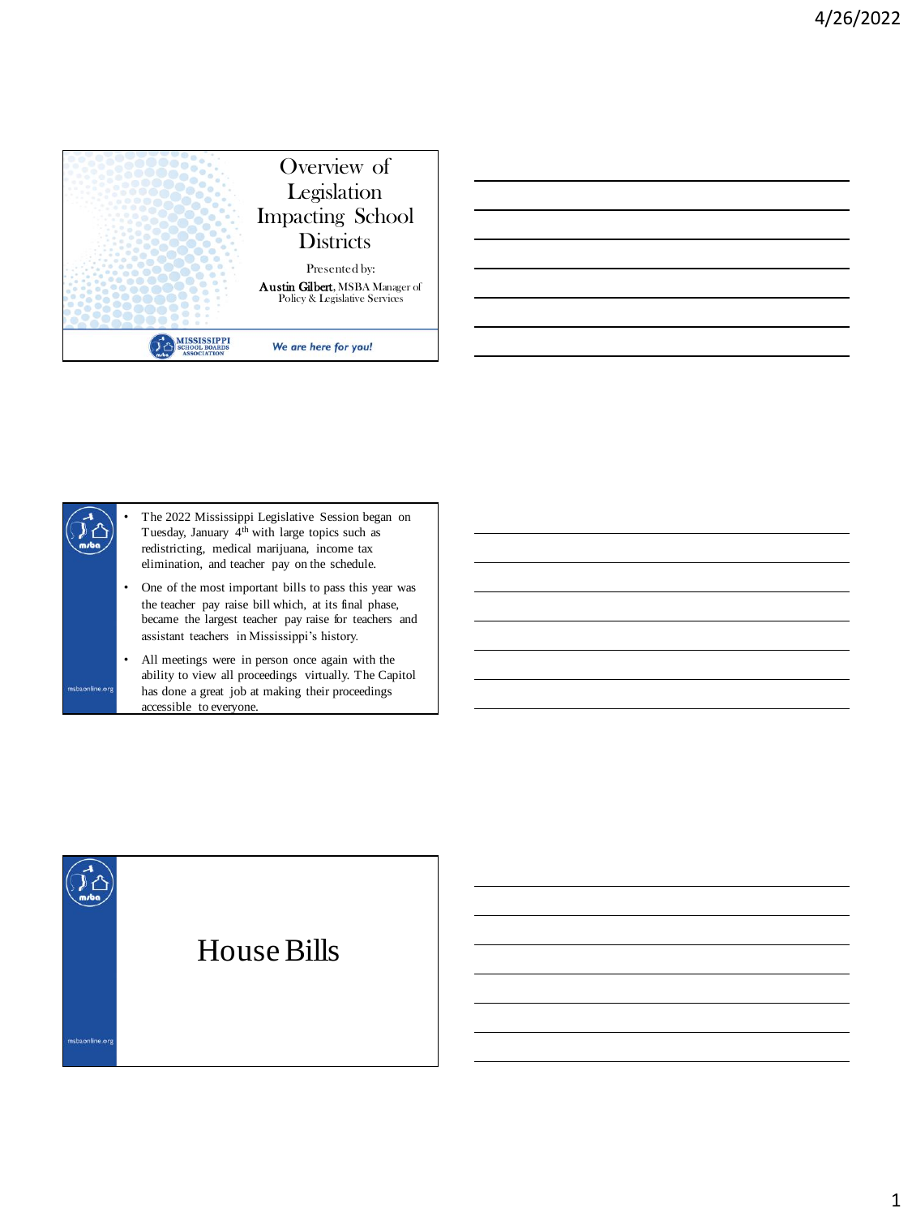# Overview of Legislation Impacting School Districts

Presented by:

**Austin Gilbert**, MSBA Manager of Policy & Legislative Services

MISSISSIPPI SCHOOL BOARDS ASSOCIATION

*We are here for you!*

---

- The 2022 Mississippi Legislative Session began on Tuesday, January 4th with large topics such as redistricting, medical marijuana, income tax elimination, and teacher pay on the schedule.
- One of the most important bills to pass this year was the teacher pay raise bill which, at its final phase, became the largest teacher pay raise for teachers and assistant teachers in Mississippi's history.
- All meetings were in person once again with the ability to view all proceedings virtually. The Capitol has done a great job at making their proceedings accessible to everyone.

msbaonline.org

---

# House Bills

msbaonline.org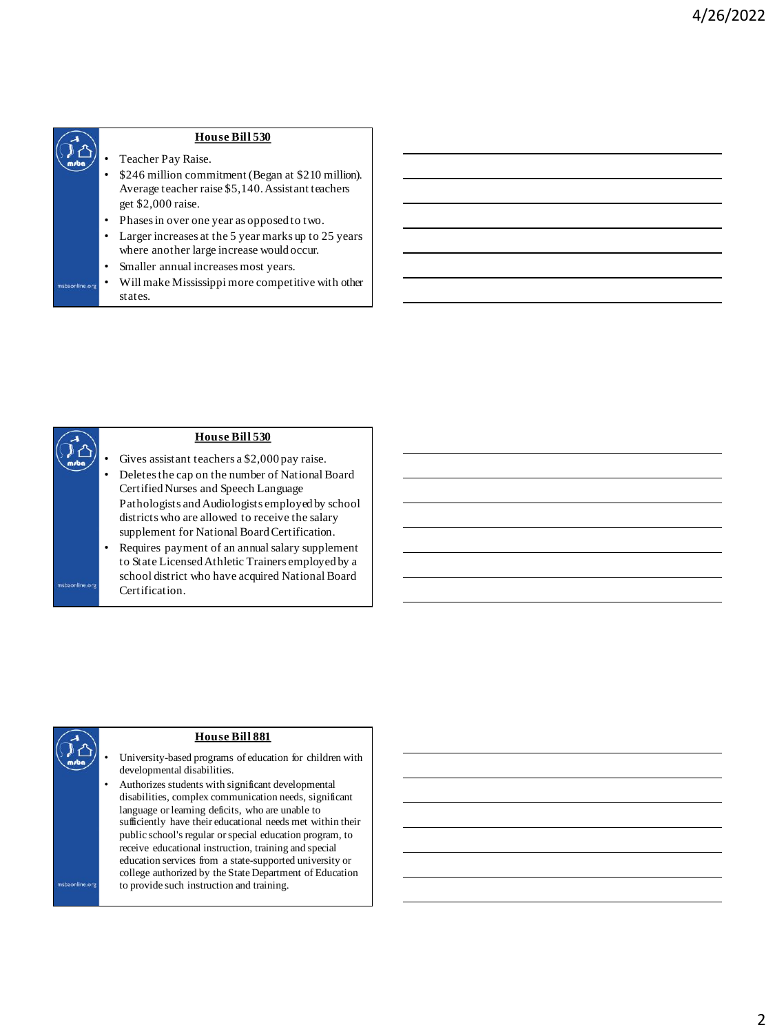## House Bill 530

- Teacher Pay Raise.
- $246 million commitment (Began at $210 million). Average teacher raise $5,140. Assistant teachers get $2,000 raise.
- Phases in over one year as opposed to two.
- Larger increases at the 5 year marks up to 25 years where another large increase would occur.
- Smaller annual increases most years.
- Will make Mississippi more competitive with other states.

## House Bill 530

- Gives assistant teachers a $2,000 pay raise.
- Deletes the cap on the number of National Board Certified Nurses and Speech Language Pathologists and Audiologists employed by school districts who are allowed to receive the salary supplement for National Board Certification.
- Requires payment of an annual salary supplement to State Licensed Athletic Trainers employed by a school district who have acquired National Board Certification.

## House Bill 881

- University-based programs of education for children with developmental disabilities.
- Authorizes students with significant developmental disabilities, complex communication needs, significant language or learning deficits, who are unable to sufficiently have their educational needs met within their public school's regular or special education program, to receive educational instruction, training and special education services from a state-supported university or college authorized by the State Department of Education to provide such instruction and training.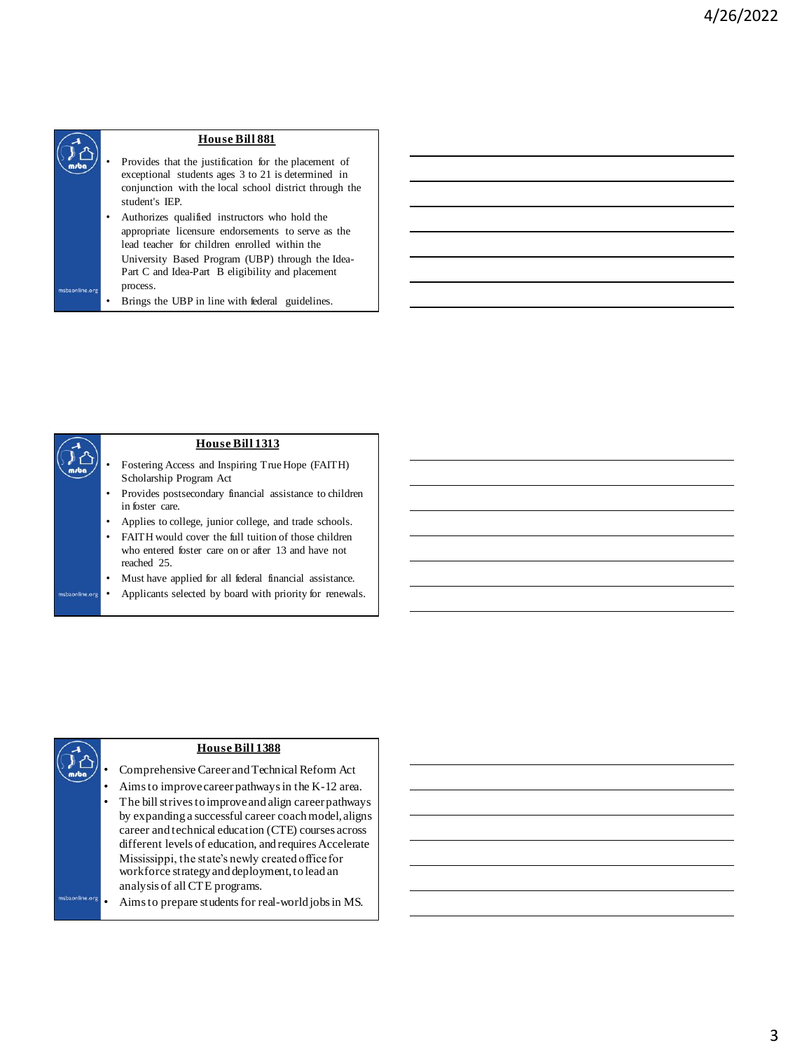## House Bill 881

- Provides that the justification for the placement of exceptional students ages 3 to 21 is determined in conjunction with the local school district through the student's IEP.
- Authorizes qualified instructors who hold the appropriate licensure endorsements to serve as the lead teacher for children enrolled within the University Based Program (UBP) through the Idea-Part C and Idea-Part B eligibility and placement process.
- Brings the UBP in line with federal guidelines.

## House Bill 1313

- Fostering Access and Inspiring True Hope (FAITH) Scholarship Program Act
- Provides postsecondary financial assistance to children in foster care.
- Applies to college, junior college, and trade schools.
- FAITH would cover the full tuition of those children who entered foster care on or after 13 and have not reached 25.
- Must have applied for all federal financial assistance.
- Applicants selected by board with priority for renewals.

## House Bill 1388

- Comprehensive Career and Technical Reform Act
- Aims to improve career pathways in the K-12 area.
- The bill strives to improve and align career pathways by expanding a successful career coach model, aligns career and technical education (CTE) courses across different levels of education, and requires Accelerate Mississippi, the state's newly created office for workforce strategy and deployment, to lead an analysis of all CTE programs.
- Aims to prepare students for real-world jobs in MS.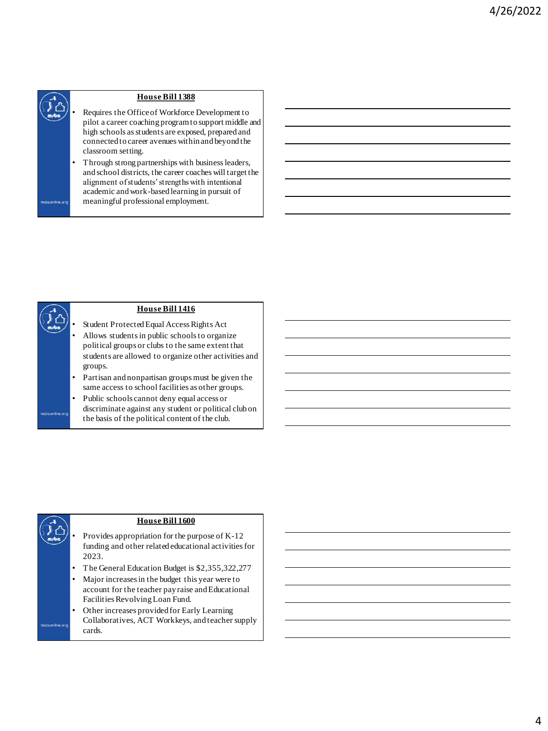## House Bill 1388

- Requires the Office of Workforce Development to pilot a career coaching program to support middle and high schools as students are exposed, prepared and connected to career avenues within and beyond the classroom setting.
- Through strong partnerships with business leaders, and school districts, the career coaches will target the alignment of students' strengths with intentional academic and work-based learning in pursuit of meaningful professional employment.

## House Bill 1416

- Student Protected Equal Access Rights Act
- Allows students in public schools to organize political groups or clubs to the same extent that students are allowed to organize other activities and groups.
- Partisan and nonpartisan groups must be given the same access to school facilities as other groups.
- Public schools cannot deny equal access or discriminate against any student or political club on the basis of the political content of the club.

## House Bill 1600

- Provides appropriation for the purpose of K-12 funding and other related educational activities for 2023.
- The General Education Budget is $2,355,322,277
- Major increases in the budget this year were to account for the teacher pay raise and Educational Facilities Revolving Loan Fund.
- Other increases provided for Early Learning Collaboratives, ACT Workkeys, and teacher supply cards.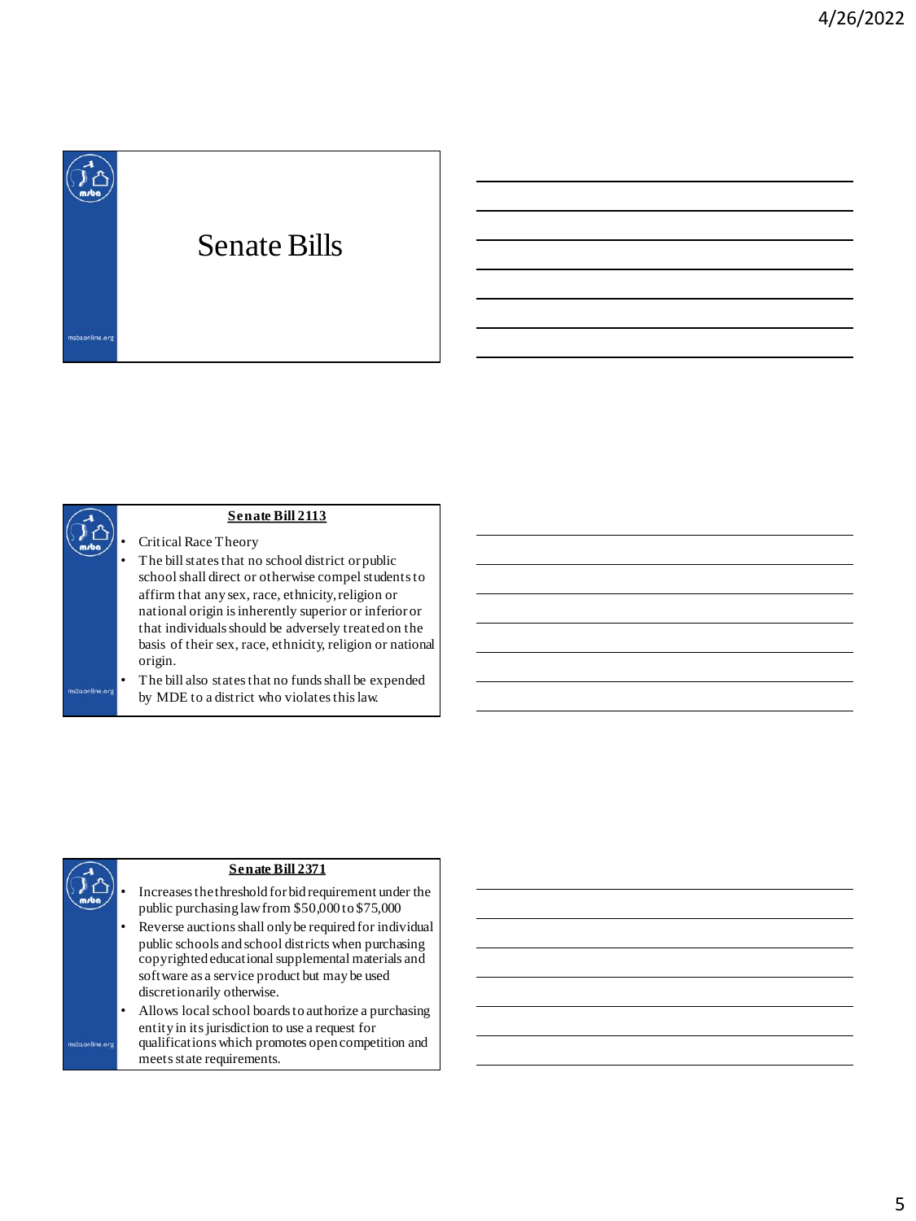# Senate Bills

## Senate Bill 2113

- Critical Race Theory
- The bill states that no school district or public school shall direct or otherwise compel students to affirm that any sex, race, ethnicity, religion or national origin is inherently superior or inferior or that individuals should be adversely treated on the basis of their sex, race, ethnicity, religion or national origin.
- The bill also states that no funds shall be expended by MDE to a district who violates this law.

## Senate Bill 2371

- Increases the threshold for bid requirement under the public purchasing law from $50,000 to $75,000
- Reverse auctions shall only be required for individual public schools and school districts when purchasing copyrighted educational supplemental materials and software as a service product but may be used discretionarily otherwise.
- Allows local school boards to authorize a purchasing entity in its jurisdiction to use a request for qualifications which promotes open competition and meets state requirements.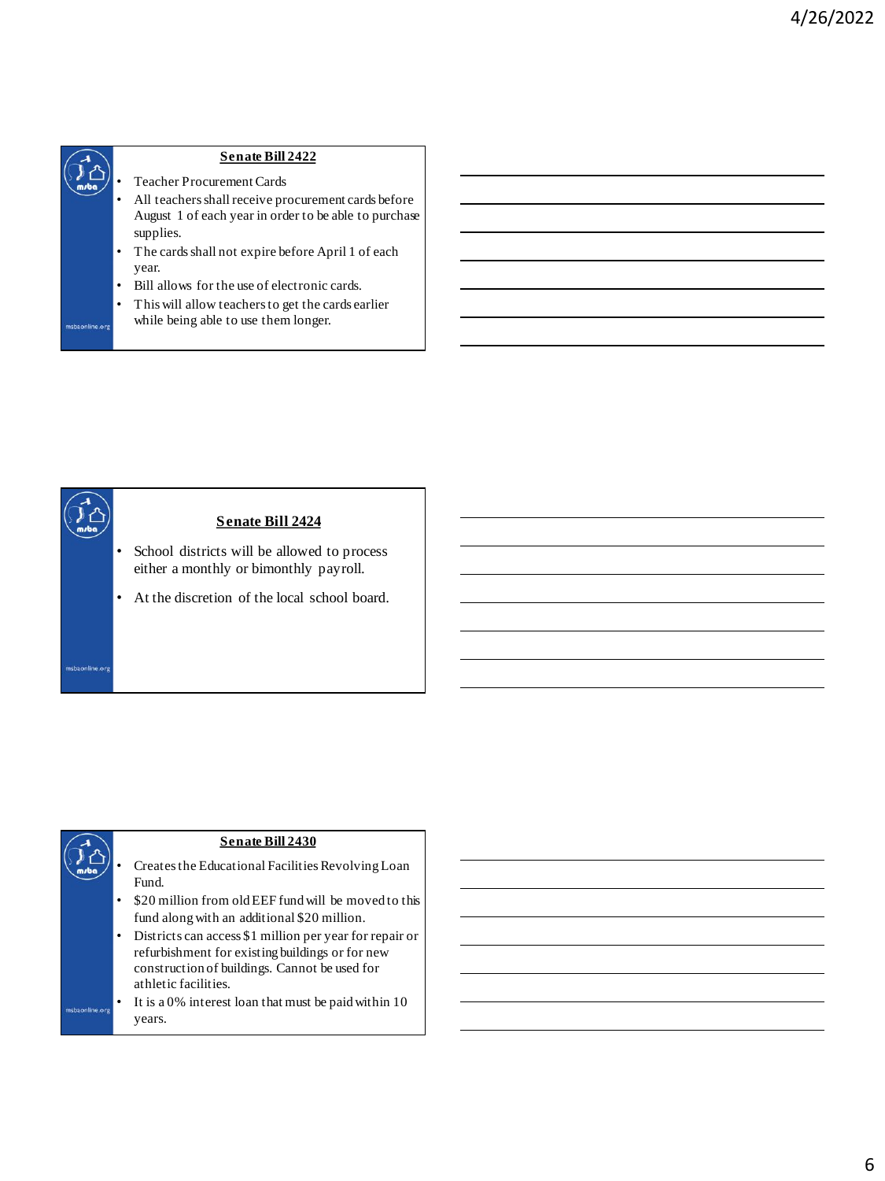## Senate Bill 2422

- Teacher Procurement Cards
- All teachers shall receive procurement cards before August 1 of each year in order to be able to purchase supplies.
- The cards shall not expire before April 1 of each year.
- Bill allows for the use of electronic cards.
- This will allow teachers to get the cards earlier while being able to use them longer.

## Senate Bill 2424

- School districts will be allowed to process either a monthly or bimonthly payroll.
- At the discretion of the local school board.

## Senate Bill 2430

- Creates the Educational Facilities Revolving Loan Fund.
- $20 million from old EEF fund will be moved to this fund along with an additional $20 million.
- Districts can access $1 million per year for repair or refurbishment for existing buildings or for new construction of buildings. Cannot be used for athletic facilities.
- It is a 0% interest loan that must be paid within 10 years.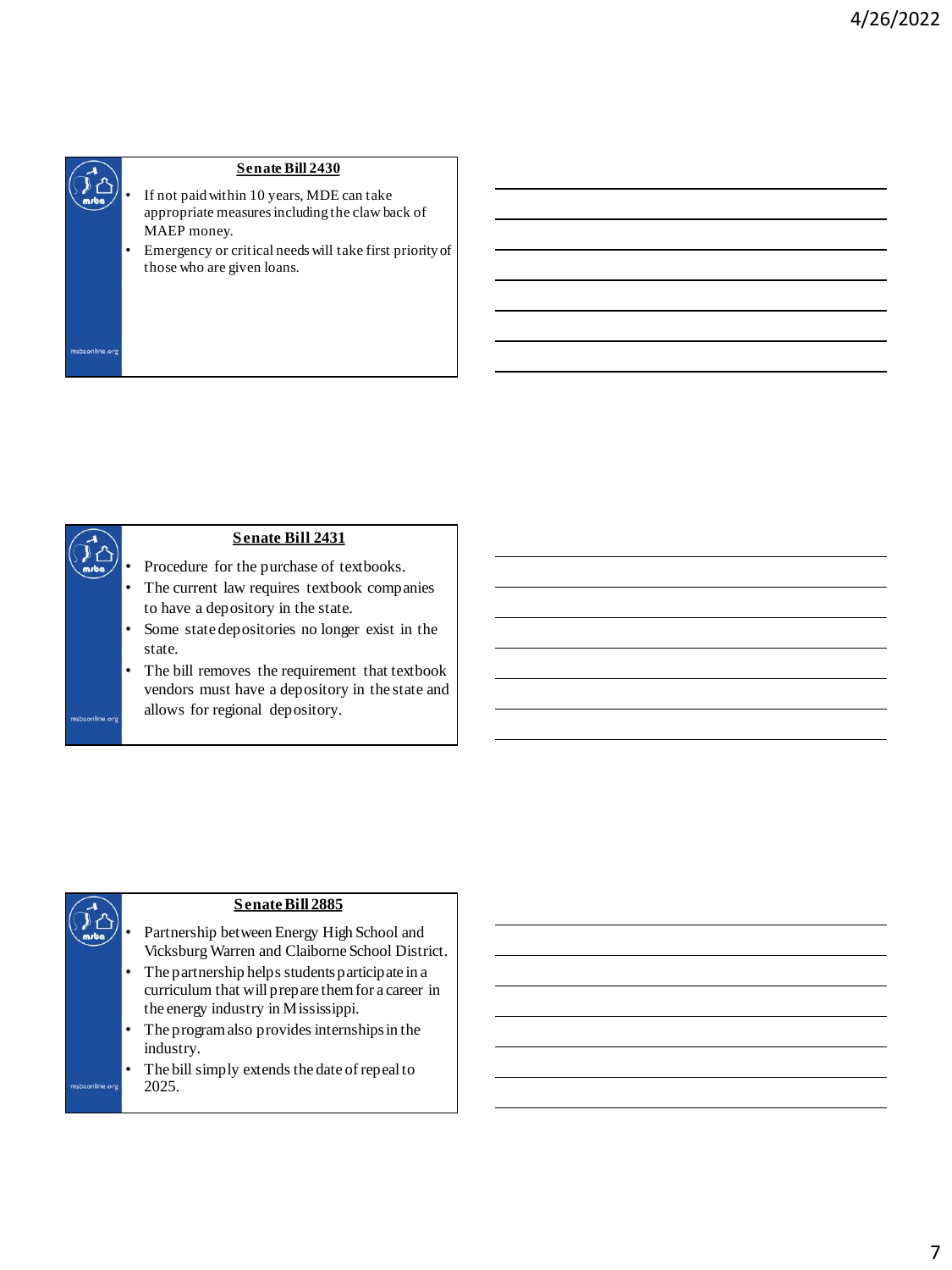## Senate Bill 2430

- If not paid within 10 years, MDE can take appropriate measures including the claw back of MAEP money.
- Emergency or critical needs will take first priority of those who are given loans.

## Senate Bill 2431

- Procedure for the purchase of textbooks.
- The current law requires textbook companies to have a depository in the state.
- Some state depositories no longer exist in the state.
- The bill removes the requirement that textbook vendors must have a depository in the state and allows for regional depository.

## Senate Bill 2885

- Partnership between Energy High School and Vicksburg Warren and Claiborne School District.
- The partnership helps students participate in a curriculum that will prepare them for a career in the energy industry in Mississippi.
- The program also provides internships in the industry.
- The bill simply extends the date of repeal to 2025.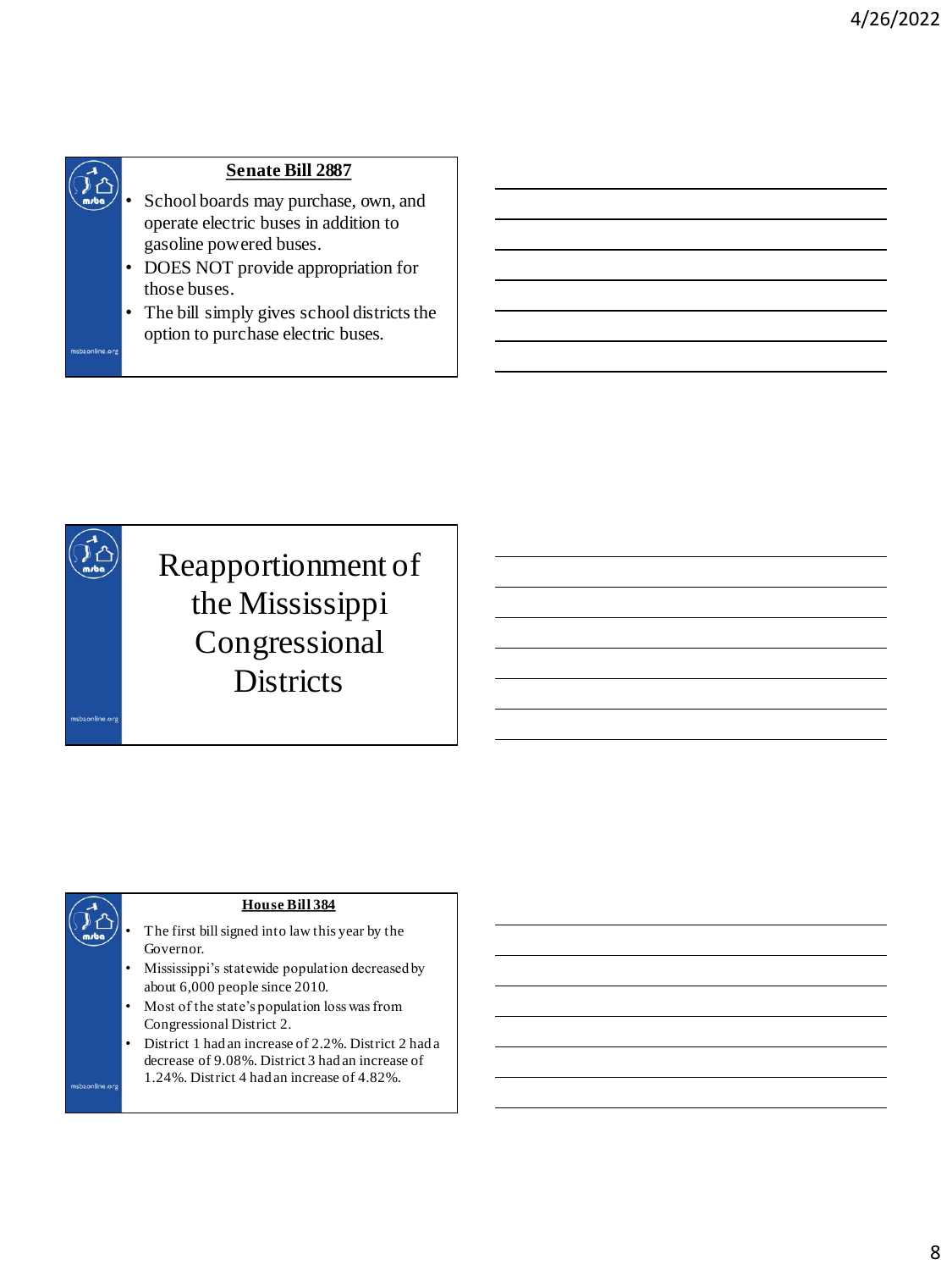## Senate Bill 2887

- School boards may purchase, own, and operate electric buses in addition to gasoline powered buses.
- DOES NOT provide appropriation for those buses.
- The bill simply gives school districts the option to purchase electric buses.

# Reapportionment of the Mississippi Congressional Districts

## House Bill 384

- The first bill signed into law this year by the Governor.
- Mississippi's statewide population decreased by about 6,000 people since 2010.
- Most of the state's population loss was from Congressional District 2.
- District 1 had an increase of 2.2%. District 2 had a decrease of 9.08%. District 3 had an increase of 1.24%. District 4 had an increase of 4.82%.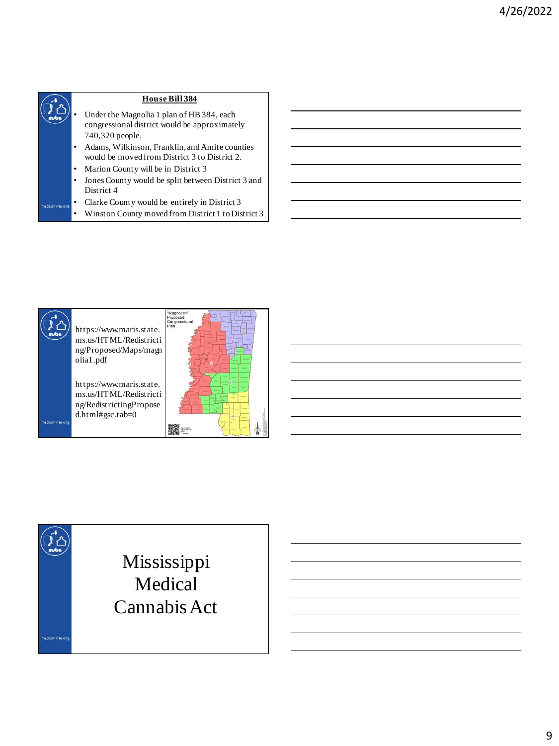## House Bill 384

- Under the Magnolia 1 plan of HB 384, each congressional district would be approximately 740,320 people.
- Adams, Wilkinson, Franklin, and Amite counties would be moved from District 3 to District 2.
- Marion County will be in District 3
- Jones County would be split between District 3 and District 4
- Clarke County would be entirely in District 3
- Winston County moved from District 1 to District 3

https://www.maris.state.ms.us/HTML/Redistricting/Proposed/Maps/magnolia1.pdf

https://www.maris.state.ms.us/HTML/Redistricting/RedistrictingProposed.html#gsc.tab=0

# Mississippi Medical Cannabis Act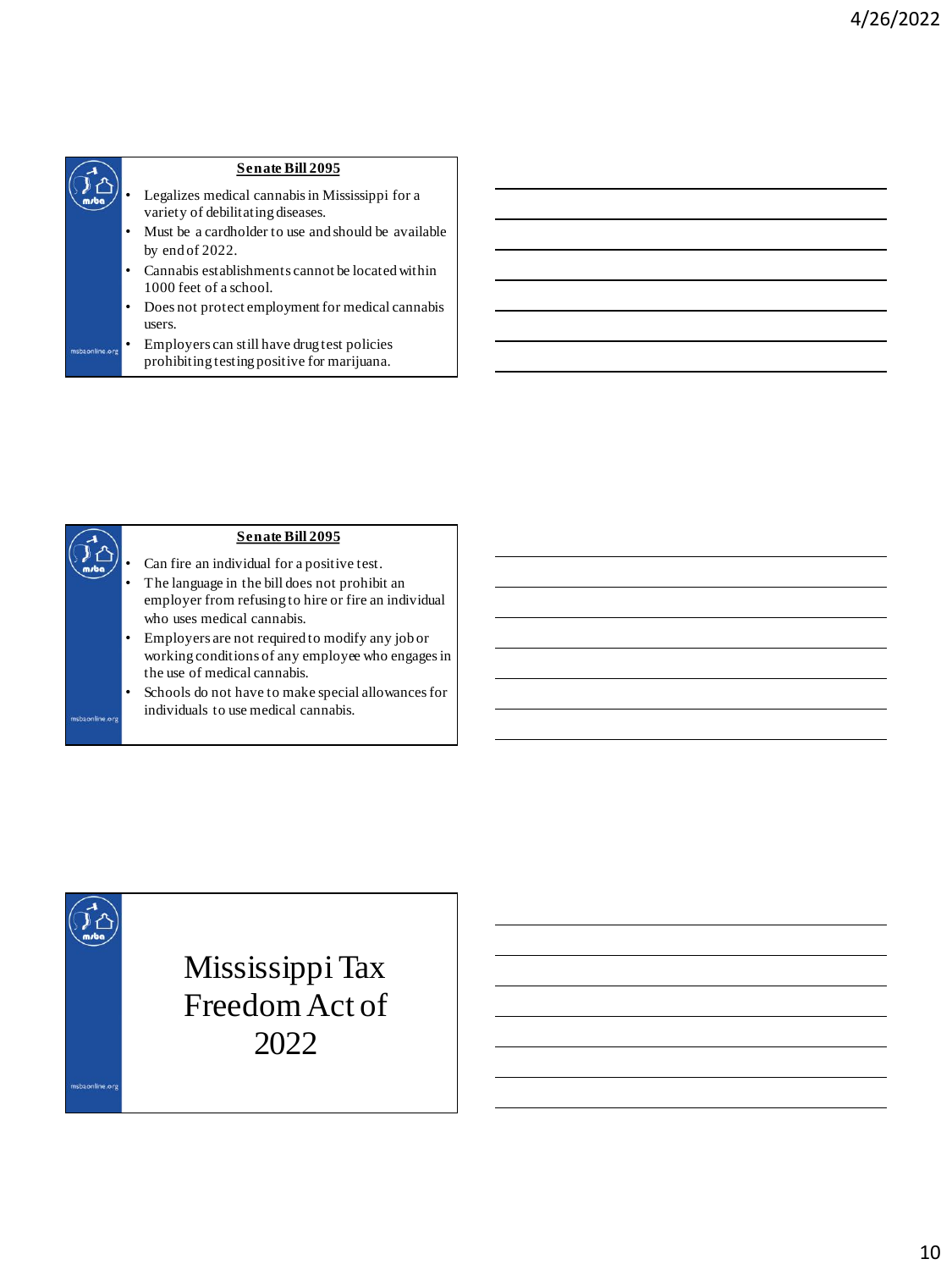## Senate Bill 2095

- Legalizes medical cannabis in Mississippi for a variety of debilitating diseases.
- Must be a cardholder to use and should be available by end of 2022.
- Cannabis establishments cannot be located within 1000 feet of a school.
- Does not protect employment for medical cannabis users.
- Employers can still have drug test policies prohibiting testing positive for marijuana.

## Senate Bill 2095

- Can fire an individual for a positive test.
- The language in the bill does not prohibit an employer from refusing to hire or fire an individual who uses medical cannabis.
- Employers are not required to modify any job or working conditions of any employee who engages in the use of medical cannabis.
- Schools do not have to make special allowances for individuals to use medical cannabis.

# Mississippi Tax Freedom Act of 2022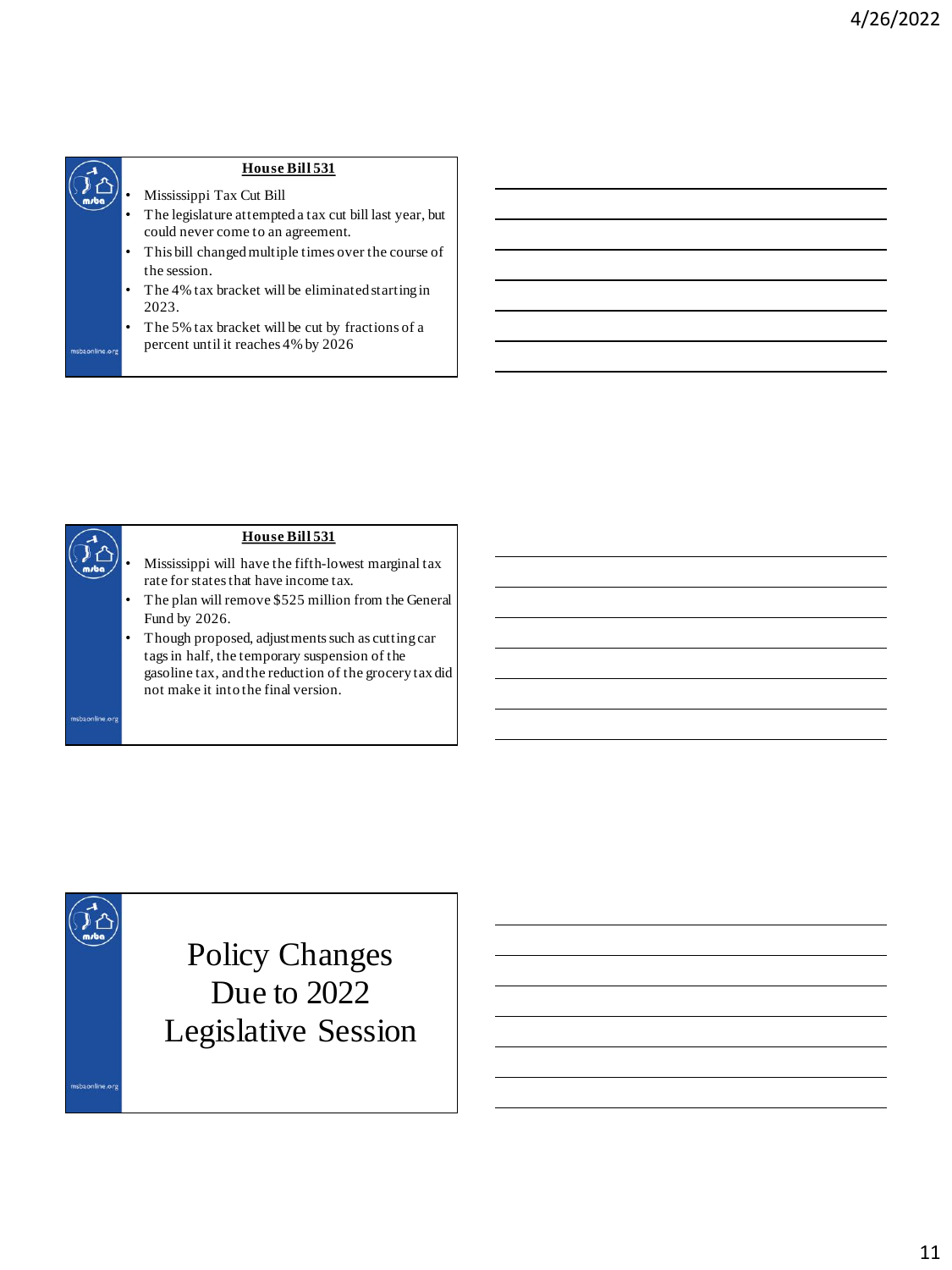## House Bill 531

- Mississippi Tax Cut Bill
- The legislature attempted a tax cut bill last year, but could never come to an agreement.
- This bill changed multiple times over the course of the session.
- The 4% tax bracket will be eliminated starting in 2023.
- The 5% tax bracket will be cut by fractions of a percent until it reaches 4% by 2026

## House Bill 531

- Mississippi will have the fifth-lowest marginal tax rate for states that have income tax.
- The plan will remove $525 million from the General Fund by 2026.
- Though proposed, adjustments such as cutting car tags in half, the temporary suspension of the gasoline tax, and the reduction of the grocery tax did not make it into the final version.

# Policy Changes Due to 2022 Legislative Session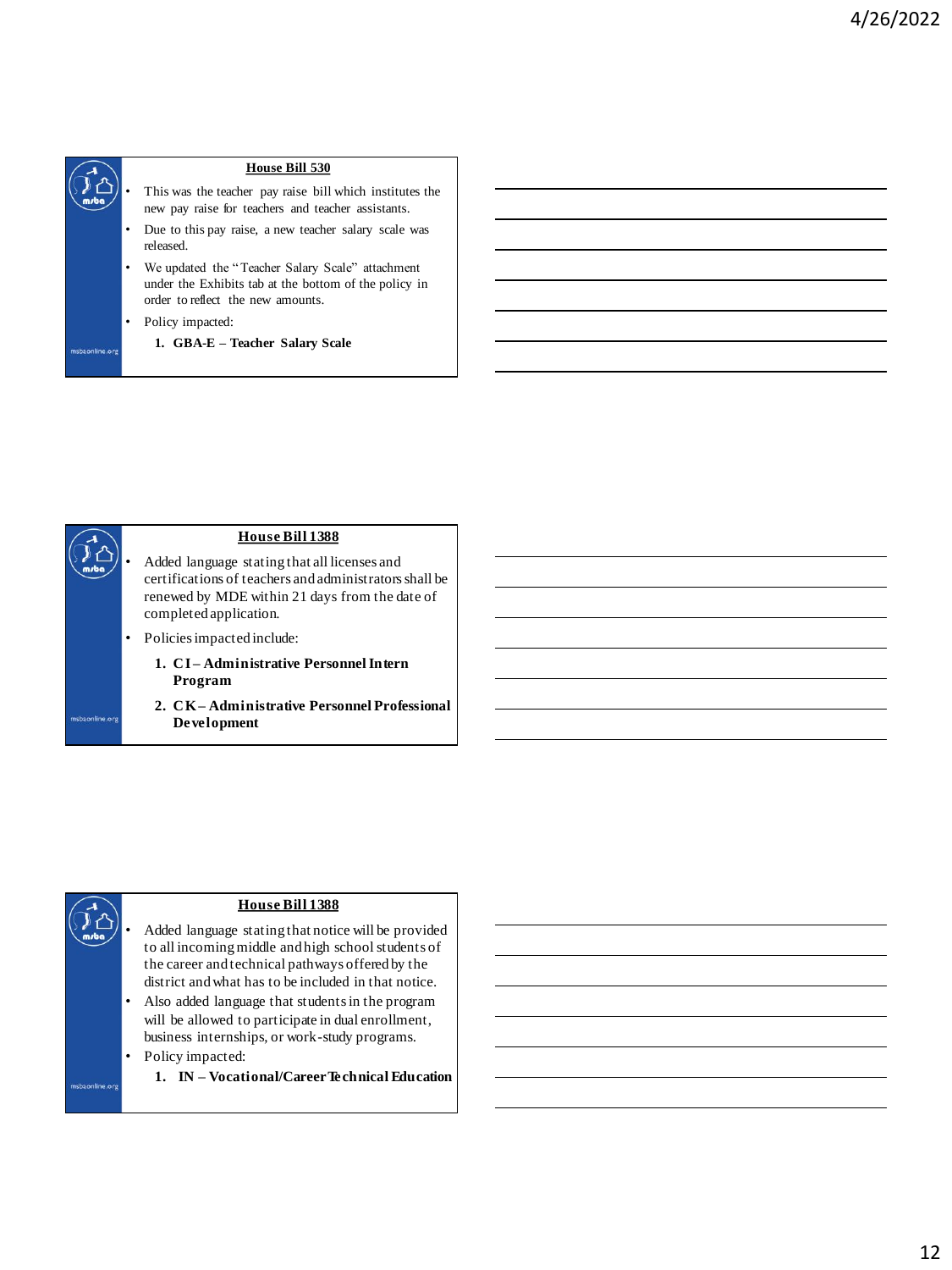## House Bill 530

- This was the teacher pay raise bill which institutes the new pay raise for teachers and teacher assistants.
- Due to this pay raise, a new teacher salary scale was released.
- We updated the "Teacher Salary Scale" attachment under the Exhibits tab at the bottom of the policy in order to reflect the new amounts.
- Policy impacted:
  1. **GBA-E – Teacher Salary Scale**

## House Bill 1388

- Added language stating that all licenses and certifications of teachers and administrators shall be renewed by MDE within 21 days from the date of completed application.
- Policies impacted include:
  1. **CI – Administrative Personnel Intern Program**
  2. **CK – Administrative Personnel Professional Development**

## House Bill 1388

- Added language stating that notice will be provided to all incoming middle and high school students of the career and technical pathways offered by the district and what has to be included in that notice.
- Also added language that students in the program will be allowed to participate in dual enrollment, business internships, or work-study programs.
- Policy impacted:
  1. **IN – Vocational/Career Technical Education**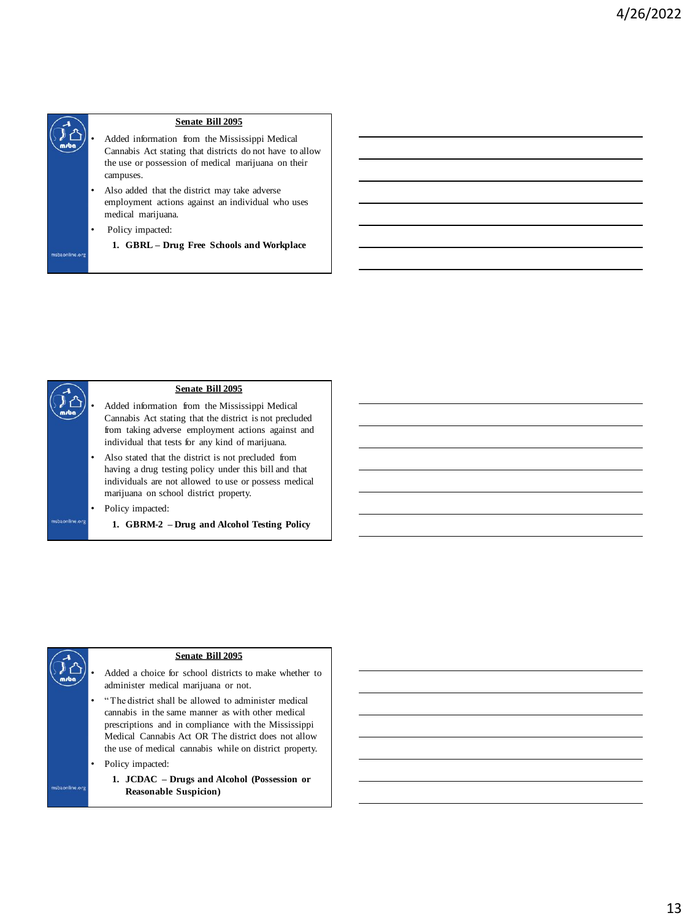## Senate Bill 2095

- Added information from the Mississippi Medical Cannabis Act stating that districts do not have to allow the use or possession of medical marijuana on their campuses.
- Also added that the district may take adverse employment actions against an individual who uses medical marijuana.
- Policy impacted:
  1. **GBRL – Drug Free Schools and Workplace**

## Senate Bill 2095

- Added information from the Mississippi Medical Cannabis Act stating that the district is not precluded from taking adverse employment actions against and individual that tests for any kind of marijuana.
- Also stated that the district is not precluded from having a drug testing policy under this bill and that individuals are not allowed to use or possess medical marijuana on school district property.
- Policy impacted:
  1. **GBRM-2 – Drug and Alcohol Testing Policy**

## Senate Bill 2095

- Added a choice for school districts to make whether to administer medical marijuana or not.
- "The district shall be allowed to administer medical cannabis in the same manner as with other medical prescriptions and in compliance with the Mississippi Medical Cannabis Act OR The district does not allow the use of medical cannabis while on district property.
- Policy impacted:
  1. **JCDAC – Drugs and Alcohol (Possession or Reasonable Suspicion)**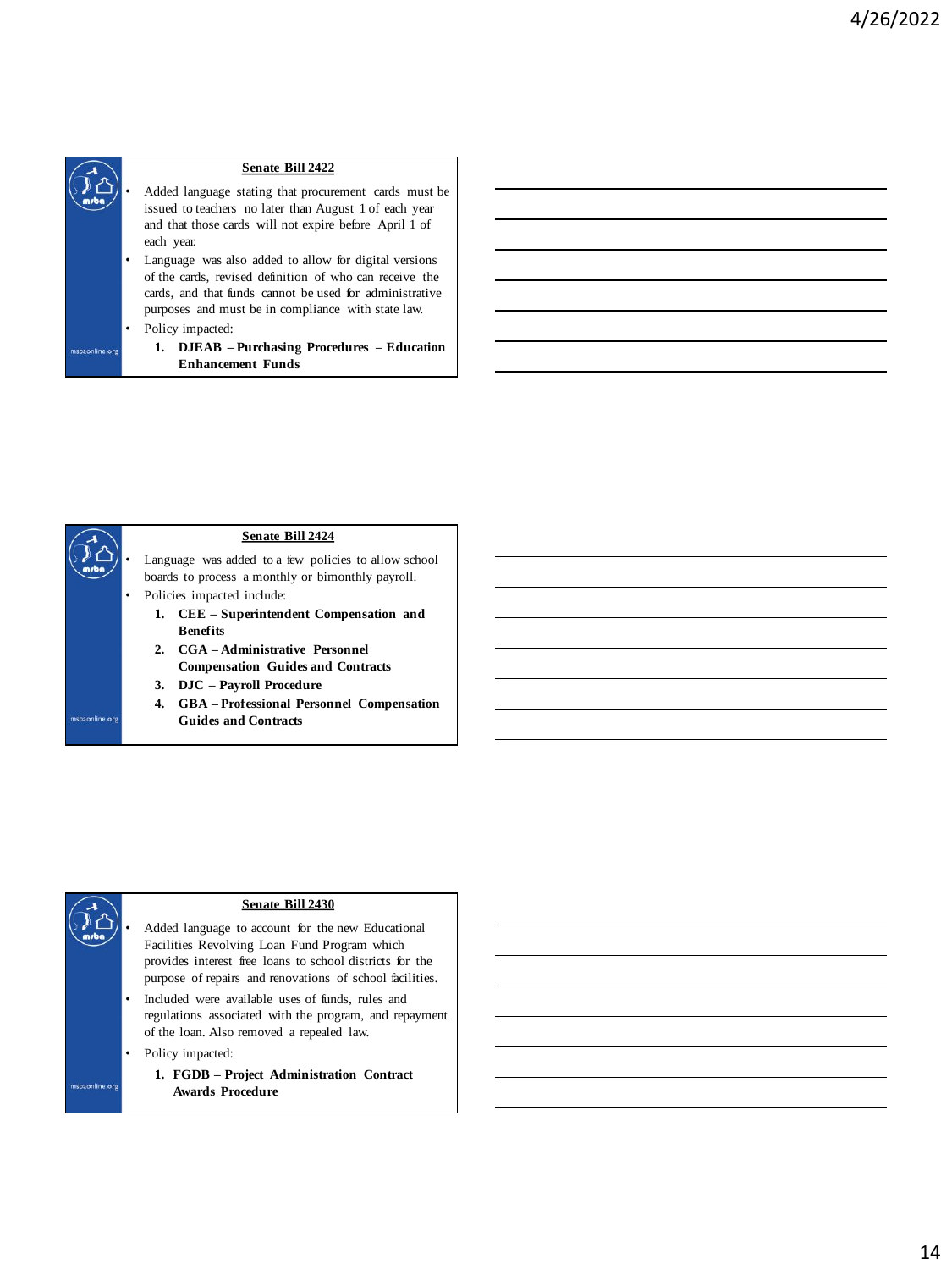## Senate Bill 2422

- Added language stating that procurement cards must be issued to teachers no later than August 1 of each year and that those cards will not expire before April 1 of each year.
- Language was also added to allow for digital versions of the cards, revised definition of who can receive the cards, and that funds cannot be used for administrative purposes and must be in compliance with state law.
- Policy impacted:
  1. **DJEAB – Purchasing Procedures – Education Enhancement Funds**

## Senate Bill 2424

- Language was added to a few policies to allow school boards to process a monthly or bimonthly payroll.
- Policies impacted include:
  1. **CEE – Superintendent Compensation and Benefits**
  2. **CGA – Administrative Personnel Compensation Guides and Contracts**
  3. **DJC – Payroll Procedure**
  4. **GBA – Professional Personnel Compensation Guides and Contracts**

## Senate Bill 2430

- Added language to account for the new Educational Facilities Revolving Loan Fund Program which provides interest free loans to school districts for the purpose of repairs and renovations of school facilities.
- Included were available uses of funds, rules and regulations associated with the program, and repayment of the loan. Also removed a repealed law.
- Policy impacted:
  1. **FGDB – Project Administration Contract Awards Procedure**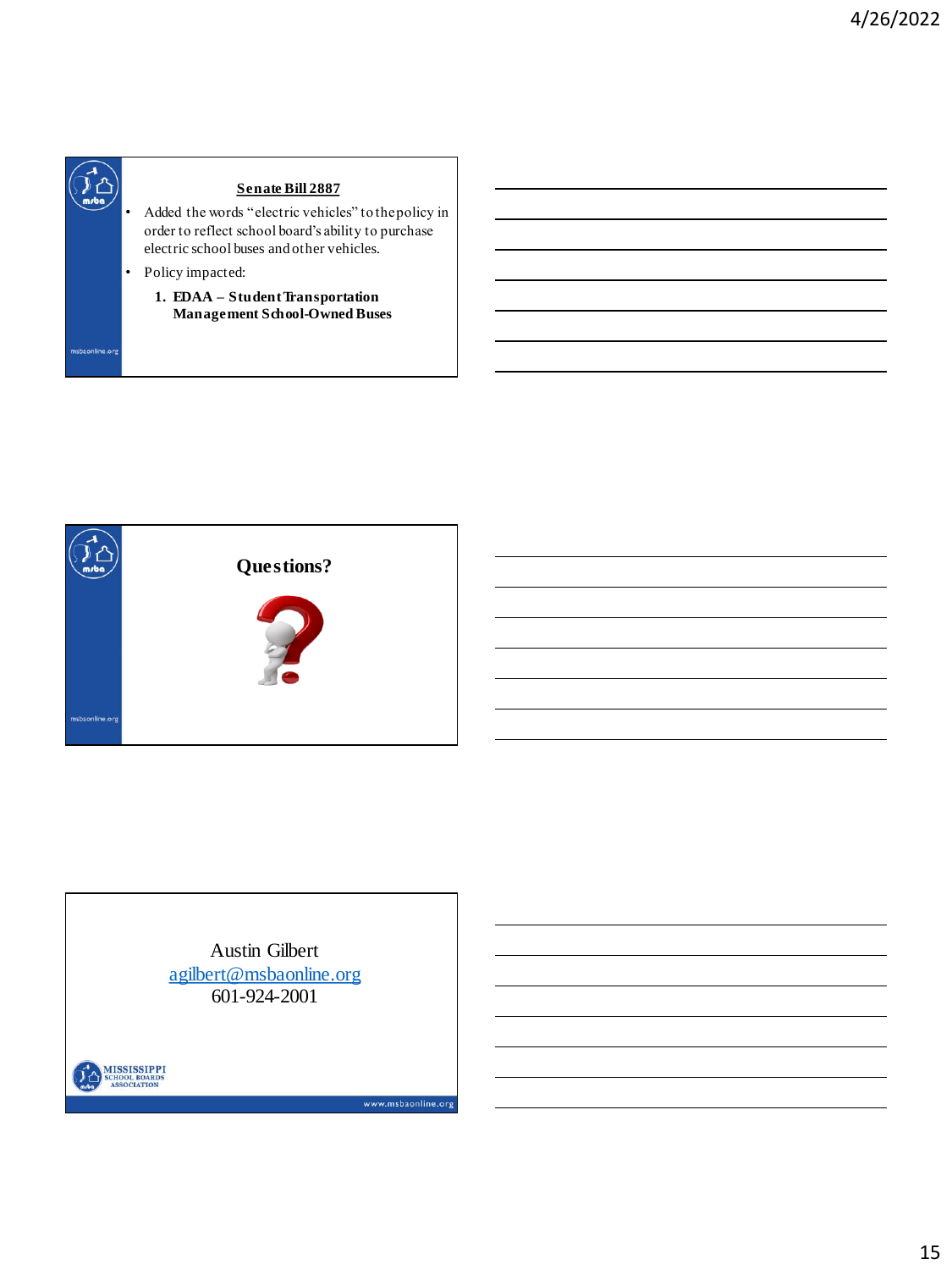## Senate Bill 2887

- Added the words "electric vehicles" to the policy in order to reflect school board's ability to purchase electric school buses and other vehicles.
- Policy impacted:
  1. **EDAA – Student Transportation Management School-Owned Buses**

msbaonline.org

## Questions?

msbaonline.org

Austin Gilbert
agilbert@msbaonline.org
601-924-2001

MISSISSIPPI SCHOOL BOARDS ASSOCIATION

www.msbaonline.org